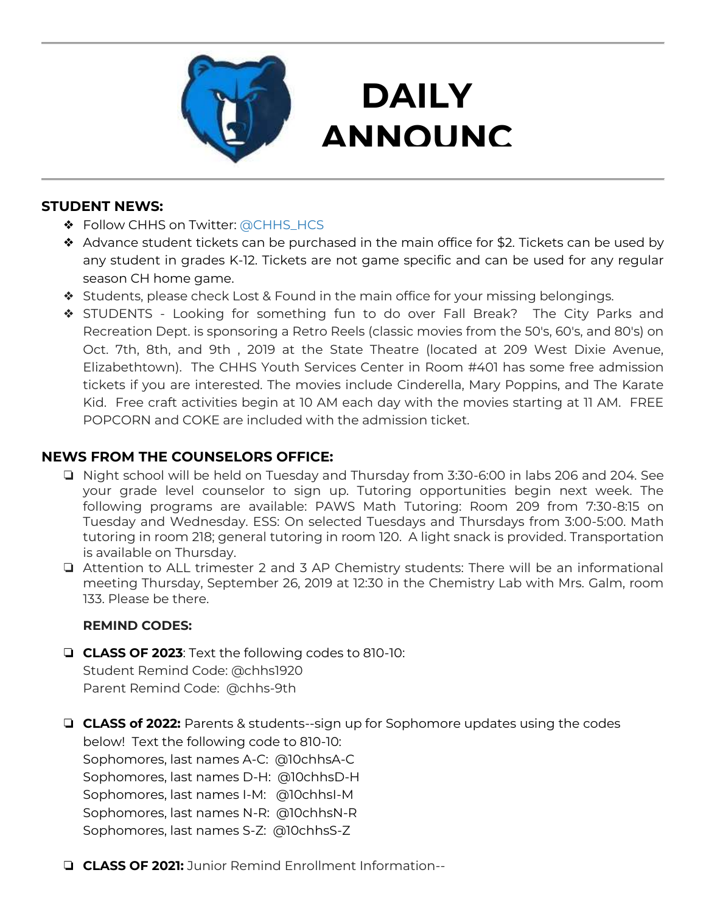# DAILY ANNOUNC

## STUDENT NEWS:

- Follow CHHS on Twitter: @CHHS_HCS
- Advance student tickets can be purchased in the main office for $2. Tickets can be used by any student in grades K-12. Tickets are not game specific and can be used for any regular season CH home game.
- Students, please check Lost & Found in the main office for your missing belongings.
- STUDENTS - Looking for something fun to do over Fall Break? The City Parks and Recreation Dept. is sponsoring a Retro Reels (classic movies from the 50's, 60's, and 80's) on Oct. 7th, 8th, and 9th , 2019 at the State Theatre (located at 209 West Dixie Avenue, Elizabethtown). The CHHS Youth Services Center in Room #401 has some free admission tickets if you are interested. The movies include Cinderella, Mary Poppins, and The Karate Kid. Free craft activities begin at 10 AM each day with the movies starting at 11 AM. FREE POPCORN and COKE are included with the admission ticket.

## NEWS FROM THE COUNSELORS OFFICE:

- Night school will be held on Tuesday and Thursday from 3:30-6:00 in labs 206 and 204. See your grade level counselor to sign up. Tutoring opportunities begin next week. The following programs are available: PAWS Math Tutoring: Room 209 from 7:30-8:15 on Tuesday and Wednesday. ESS: On selected Tuesdays and Thursdays from 3:00-5:00. Math tutoring in room 218; general tutoring in room 120. A light snack is provided. Transportation is available on Thursday.
- Attention to ALL trimester 2 and 3 AP Chemistry students: There will be an informational meeting Thursday, September 26, 2019 at 12:30 in the Chemistry Lab with Mrs. Galm, room 133. Please be there.

**REMIND CODES:**

- **CLASS OF 2023**: Text the following codes to 810-10:
  Student Remind Code: @chhs1920
  Parent Remind Code: @chhs-9th

- **CLASS of 2022:** Parents & students--sign up for Sophomore updates using the codes below! Text the following code to 810-10:
  Sophomores, last names A-C: @10chhsA-C
  Sophomores, last names D-H: @10chhsD-H
  Sophomores, last names I-M: @10chhsI-M
  Sophomores, last names N-R: @10chhsN-R
  Sophomores, last names S-Z: @10chhsS-Z

- **CLASS OF 2021:** Junior Remind Enrollment Information--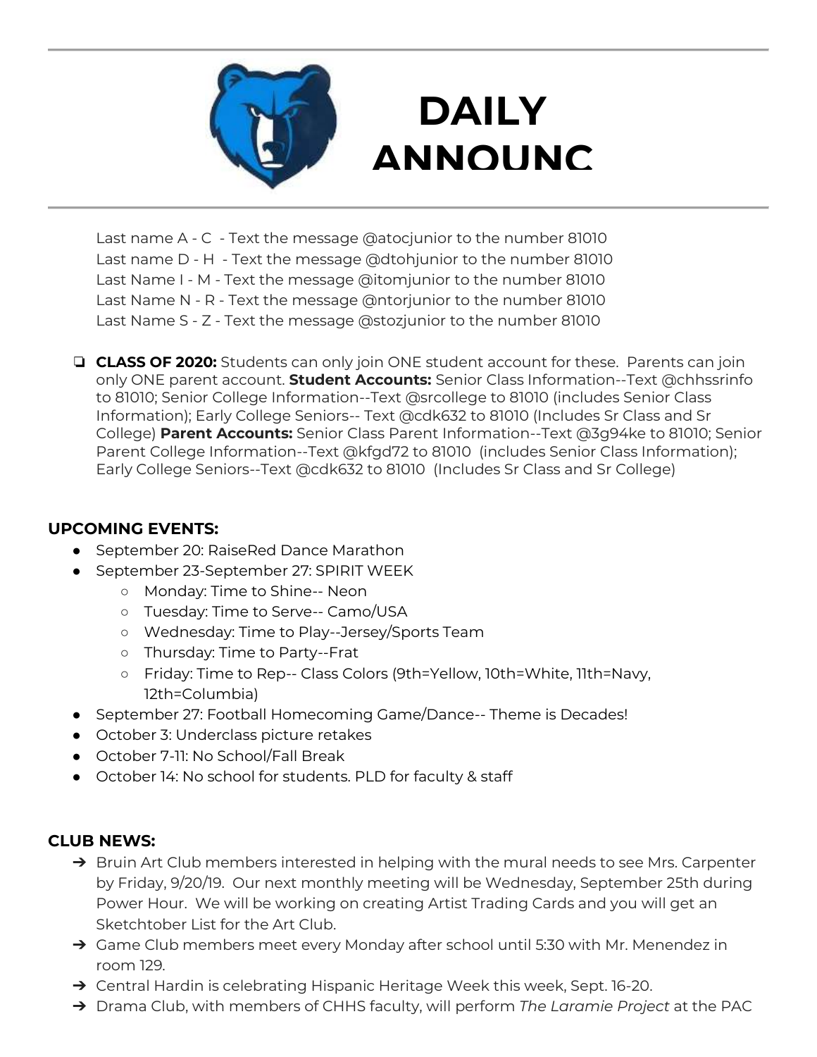# DAILY ANNOUNC

Last name A - C - Text the message @atocjunior to the number 81010
Last name D - H - Text the message @dtohjunior to the number 81010
Last Name I - M - Text the message @itomjunior to the number 81010
Last Name N - R - Text the message @ntorjunior to the number 81010
Last Name S - Z - Text the message @stozjunior to the number 81010

- **CLASS OF 2020:** Students can only join ONE student account for these. Parents can join only ONE parent account. **Student Accounts:** Senior Class Information--Text @chhssrinfo to 81010; Senior College Information--Text @srcollege to 81010 (includes Senior Class Information); Early College Seniors-- Text @cdk632 to 81010 (Includes Sr Class and Sr College) **Parent Accounts:** Senior Class Parent Information--Text @3g94ke to 81010; Senior Parent College Information--Text @kfgd72 to 81010 (includes Senior Class Information); Early College Seniors--Text @cdk632 to 81010 (Includes Sr Class and Sr College)

## UPCOMING EVENTS:

- September 20: RaiseRed Dance Marathon
- September 23-September 27: SPIRIT WEEK
  - Monday: Time to Shine-- Neon
  - Tuesday: Time to Serve-- Camo/USA
  - Wednesday: Time to Play--Jersey/Sports Team
  - Thursday: Time to Party--Frat
  - Friday: Time to Rep-- Class Colors (9th=Yellow, 10th=White, 11th=Navy, 12th=Columbia)
- September 27: Football Homecoming Game/Dance-- Theme is Decades!
- October 3: Underclass picture retakes
- October 7-11: No School/Fall Break
- October 14: No school for students. PLD for faculty & staff

## CLUB NEWS:

- Bruin Art Club members interested in helping with the mural needs to see Mrs. Carpenter by Friday, 9/20/19. Our next monthly meeting will be Wednesday, September 25th during Power Hour. We will be working on creating Artist Trading Cards and you will get an Sketchtober List for the Art Club.
- Game Club members meet every Monday after school until 5:30 with Mr. Menendez in room 129.
- Central Hardin is celebrating Hispanic Heritage Week this week, Sept. 16-20.
- Drama Club, with members of CHHS faculty, will perform *The Laramie Project* at the PAC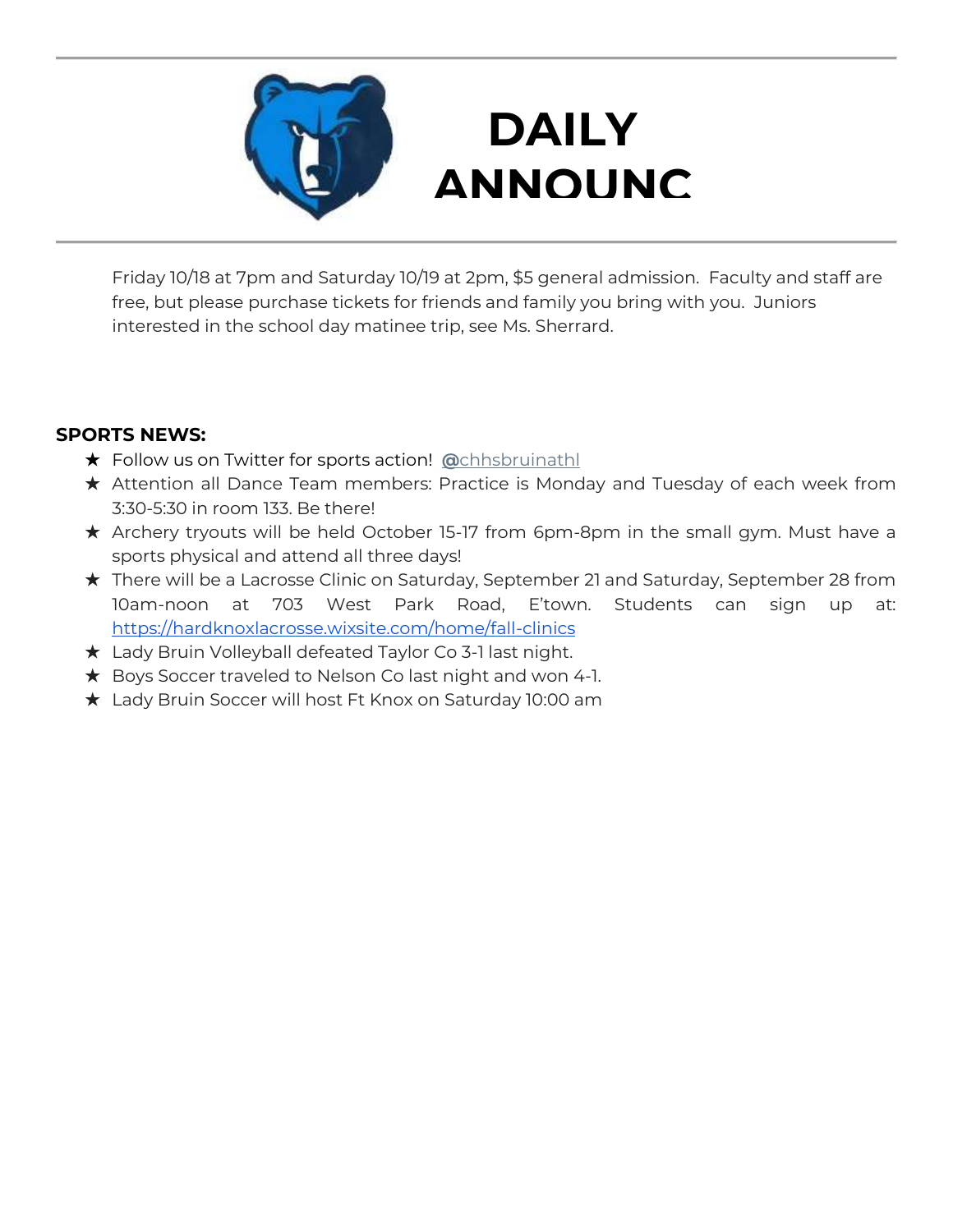# DAILY ANNOUNC

Friday 10/18 at 7pm and Saturday 10/19 at 2pm, $5 general admission. Faculty and staff are free, but please purchase tickets for friends and family you bring with you. Juniors interested in the school day matinee trip, see Ms. Sherrard.

**SPORTS NEWS:**

- ★ Follow us on Twitter for sports action! @chhsbruinathl
- ★ Attention all Dance Team members: Practice is Monday and Tuesday of each week from 3:30-5:30 in room 133. Be there!
- ★ Archery tryouts will be held October 15-17 from 6pm-8pm in the small gym. Must have a sports physical and attend all three days!
- ★ There will be a Lacrosse Clinic on Saturday, September 21 and Saturday, September 28 from 10am-noon at 703 West Park Road, E'town. Students can sign up at: https://hardknoxlacrosse.wixsite.com/home/fall-clinics
- ★ Lady Bruin Volleyball defeated Taylor Co 3-1 last night.
- ★ Boys Soccer traveled to Nelson Co last night and won 4-1.
- ★ Lady Bruin Soccer will host Ft Knox on Saturday 10:00 am